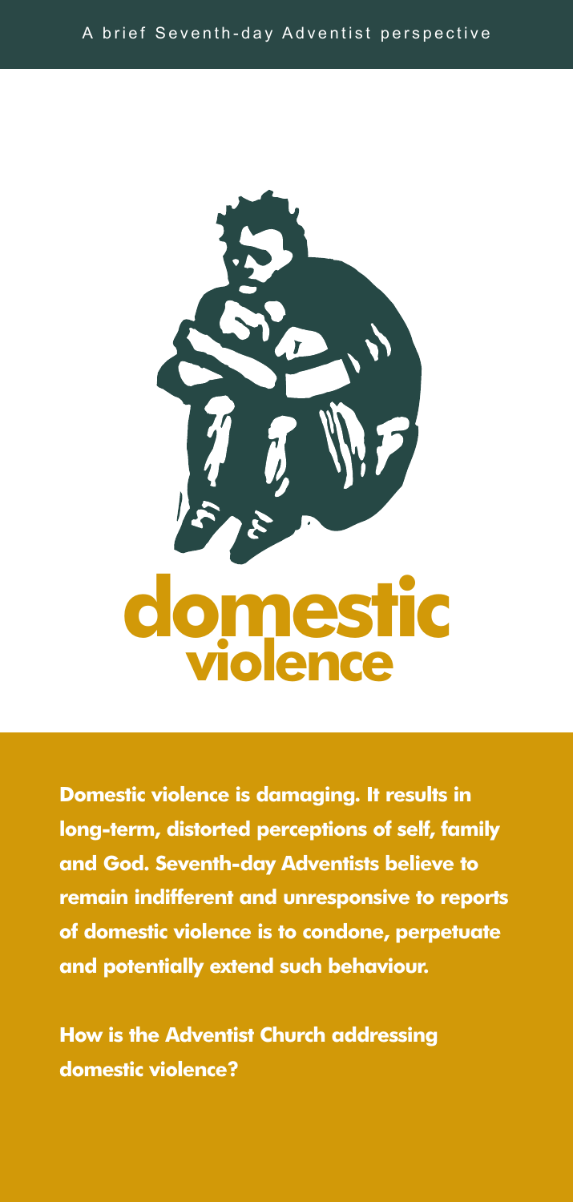A brief Seventh-day Adventist perspective

# domestic violence

**Domestic violence is damaging. It results in long-term, distorted perceptions of self, family and God. Seventh-day Adventists believe to remain indifferent and unresponsive to reports of domestic violence is to condone, perpetuate and potentially extend such behaviour.**

**How is the Adventist Church addressing domestic violence?**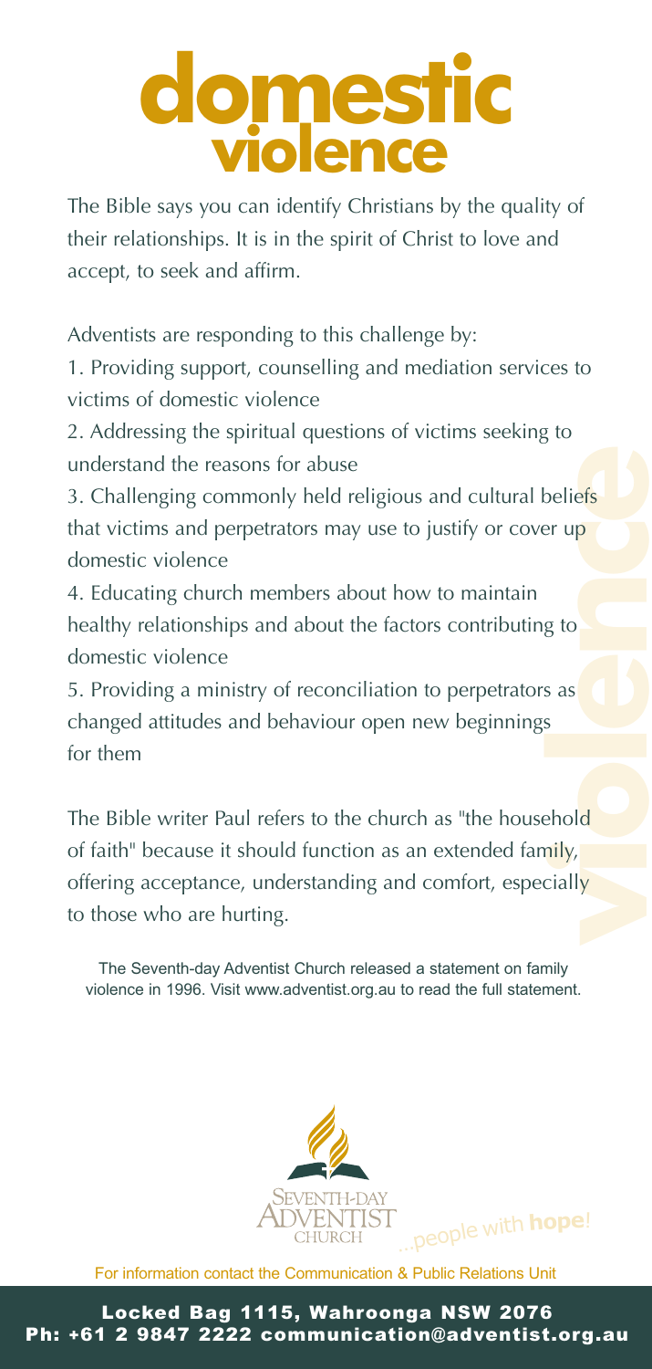# domestic violence

The Bible says you can identify Christians by the quality of their relationships. It is in the spirit of Christ to love and accept, to seek and affirm.

Adventists are responding to this challenge by:

1. Providing support, counselling and mediation services to victims of domestic violence
2. Addressing the spiritual questions of victims seeking to understand the reasons for abuse
3. Challenging commonly held religious and cultural beliefs that victims and perpetrators may use to justify or cover up domestic violence
4. Educating church members about how to maintain healthy relationships and about the factors contributing to domestic violence
5. Providing a ministry of reconciliation to perpetrators as changed attitudes and behaviour open new beginnings for them

The Bible writer Paul refers to the church as "the household of faith" because it should function as an extended family, offering acceptance, understanding and comfort, especially to those who are hurting.

The Seventh-day Adventist Church released a statement on family violence in 1996. Visit www.adventist.org.au to read the full statement.

Seventh-day Adventist Church

...people with **hope**!

For information contact the Communication & Public Relations Unit

**Locked Bag 1115, Wahroonga NSW 2076**
**Ph: +61 2 9847 2222 communication@adventist.org.au**